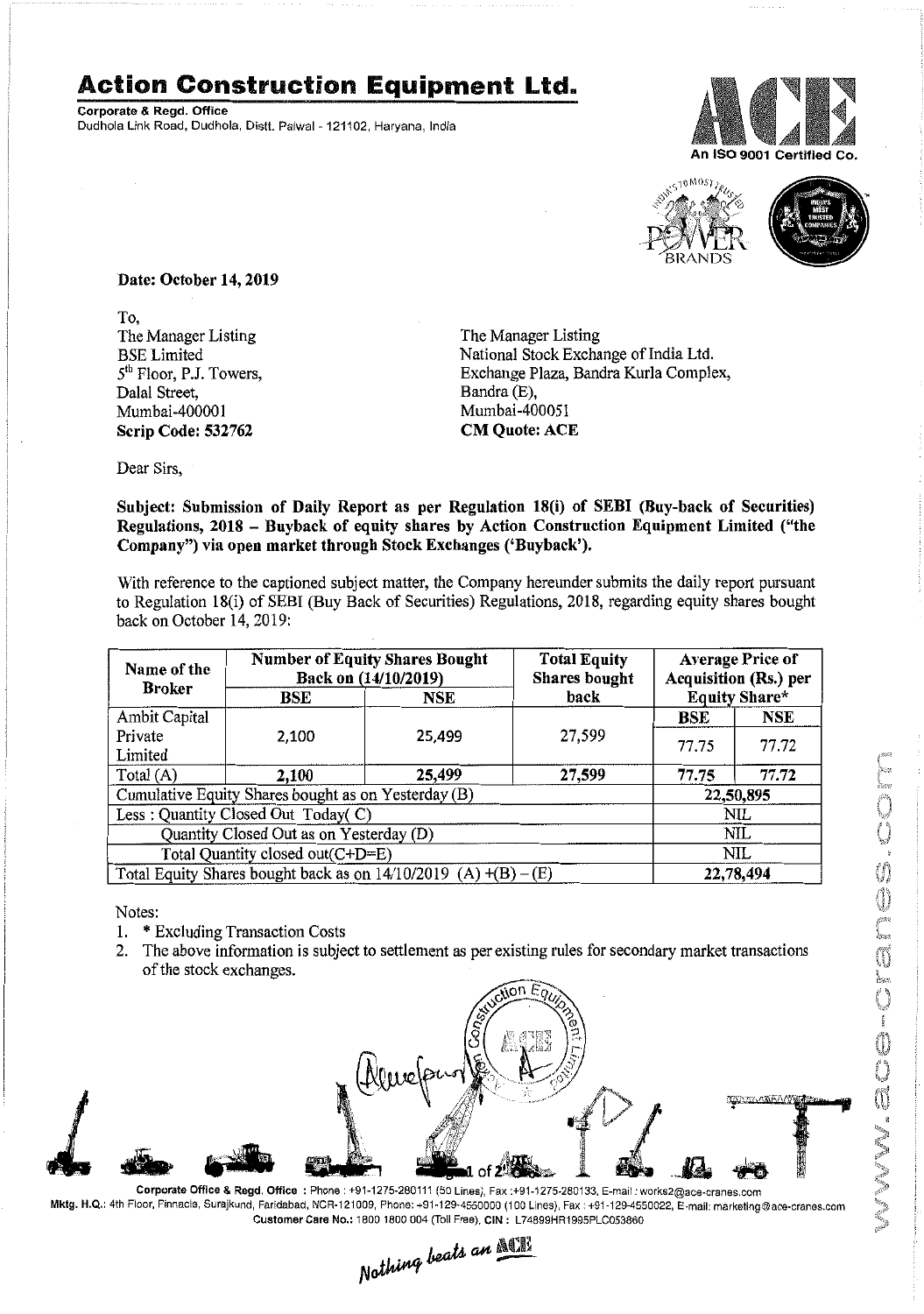# Action Construction Equipment Ltd.

**Corporate & Regd. Office**
Dudhola Link Road, Dudhola, Distt. Palwal - 121102, Haryana, India

An ISO 9001 Certified Co.

**Date: October 14, 2019**

To,
The Manager Listing
BSE Limited
5th Floor, P.J. Towers,
Dalal Street,
Mumbai-400001
**Scrip Code: 532762**

The Manager Listing
National Stock Exchange of India Ltd.
Exchange Plaza, Bandra Kurla Complex,
Bandra (E),
Mumbai-400051
**CM Quote: ACE**

Dear Sirs,

**Subject: Submission of Daily Report as per Regulation 18(i) of SEBI (Buy-back of Securities) Regulations, 2018 – Buyback of equity shares by Action Construction Equipment Limited ("the Company") via open market through Stock Exchanges ('Buyback').**

With reference to the captioned subject matter, the Company hereunder submits the daily report pursuant to Regulation 18(i) of SEBI (Buy Back of Securities) Regulations, 2018, regarding equity shares bought back on October 14, 2019:

| Name of the Broker | Number of Equity Shares Bought Back on (14/10/2019) | | Total Equity Shares bought back | Average Price of Acquisition (Rs.) per Equity Share* | |
|---|---|---|---|---|---|
| | BSE | NSE | | BSE | NSE |
| Ambit Capital Private Limited | 2,100 | 25,499 | 27,599 | 77.75 | 77.72 |
| Total (A) | **2,100** | **25,499** | **27,599** | **77.75** | **77.72** |
| Cumulative Equity Shares bought as on Yesterday (B) | | | | 22,50,895 | |
| Less : Quantity Closed Out Today( C) | | | | NIL | |
| Quantity Closed Out as on Yesterday (D) | | | | NIL | |
| Total Quantity closed out(C+D=E) | | | | NIL | |
| Total Equity Shares bought back as on 14/10/2019 (A) +(B) – (E) | | | | 22,78,494 | |

Notes:
1. * Excluding Transaction Costs
2. The above information is subject to settlement as per existing rules for secondary market transactions of the stock exchanges.

Corporate Office & Regd. Office : Phone : +91-1275-280111 (50 Lines), Fax :+91-1275-280133, E-mail : works2@ace-cranes.com
Mktg. H.Q.: 4th Floor, Pinnacle, Surajkund, Faridabad, NCR-121009, Phone: +91-129-4550000 (100 Lines), Fax : +91-129-4550022, E-mail: marketing@ace-cranes.com
Customer Care No.: 1800 1800 004 (Toll Free), CIN : L74899HR1995PLC053860

*Nothing beats an ACE*

www.ace-cranes.com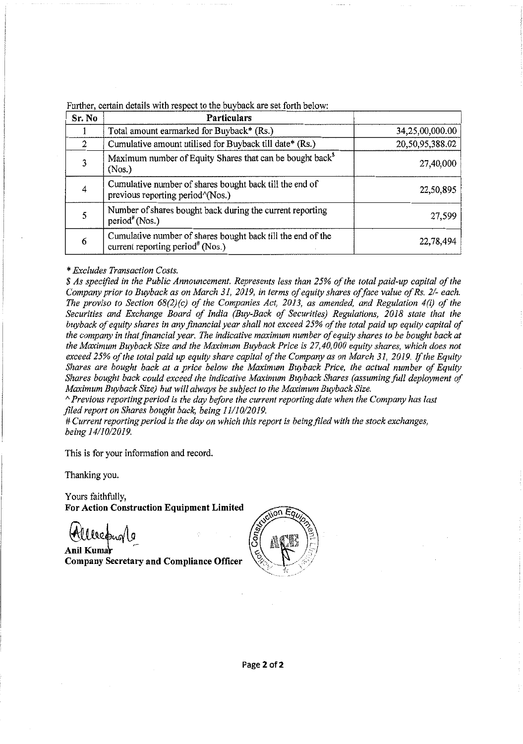Further, certain details with respect to the buyback are set forth below:

| Sr. No | Particulars | |
|---|---|---|
| 1 | Total amount earmarked for Buyback* (Rs.) | 34,25,00,000.00 |
| 2 | Cumulative amount utilised for Buyback till date* (Rs.) | 20,50,95,388.02 |
| 3 | Maximum number of Equity Shares that can be bought back$ (Nos.) | 27,40,000 |
| 4 | Cumulative number of shares bought back till the end of previous reporting period^(Nos.) | 22,50,895 |
| 5 | Number of shares bought back during the current reporting period# (Nos.) | 27,599 |
| 6 | Cumulative number of shares bought back till the end of the current reporting period# (Nos.) | 22,78,494 |

*\* Excludes Transaction Costs.*

*$ As specified in the Public Announcement. Represents less than 25% of the total paid-up capital of the Company prior to Buyback as on March 31, 2019, in terms of equity shares of face value of Rs. 2/- each. The proviso to Section 68(2)(c) of the Companies Act, 2013, as amended, and Regulation 4(i) of the Securities and Exchange Board of India (Buy-Back of Securities) Regulations, 2018 state that the buyback of equity shares in any financial year shall not exceed 25% of the total paid up equity capital of the company in that financial year. The indicative maximum number of equity shares to be bought back at the Maximum Buyback Size and the Maximum Buyback Price is 27,40,000 equity shares, which does not exceed 25% of the total paid up equity share capital of the Company as on March 31, 2019. If the Equity Shares are bought back at a price below the Maximum Buyback Price, the actual number of Equity Shares bought back could exceed the indicative Maximum Buyback Shares (assuming full deployment of Maximum Buyback Size) but will always be subject to the Maximum Buyback Size.*

*^ Previous reporting period is the day before the current reporting date when the Company has last filed report on Shares bought back, being 11/10/2019.*

*# Current reporting period is the day on which this report is being filed with the stock exchanges, being 14/10/2019.*

This is for your information and record.

Thanking you.

Yours faithfully,
**For Action Construction Equipment Limited**

**Anil Kumar**
**Company Secretary and Compliance Officer**